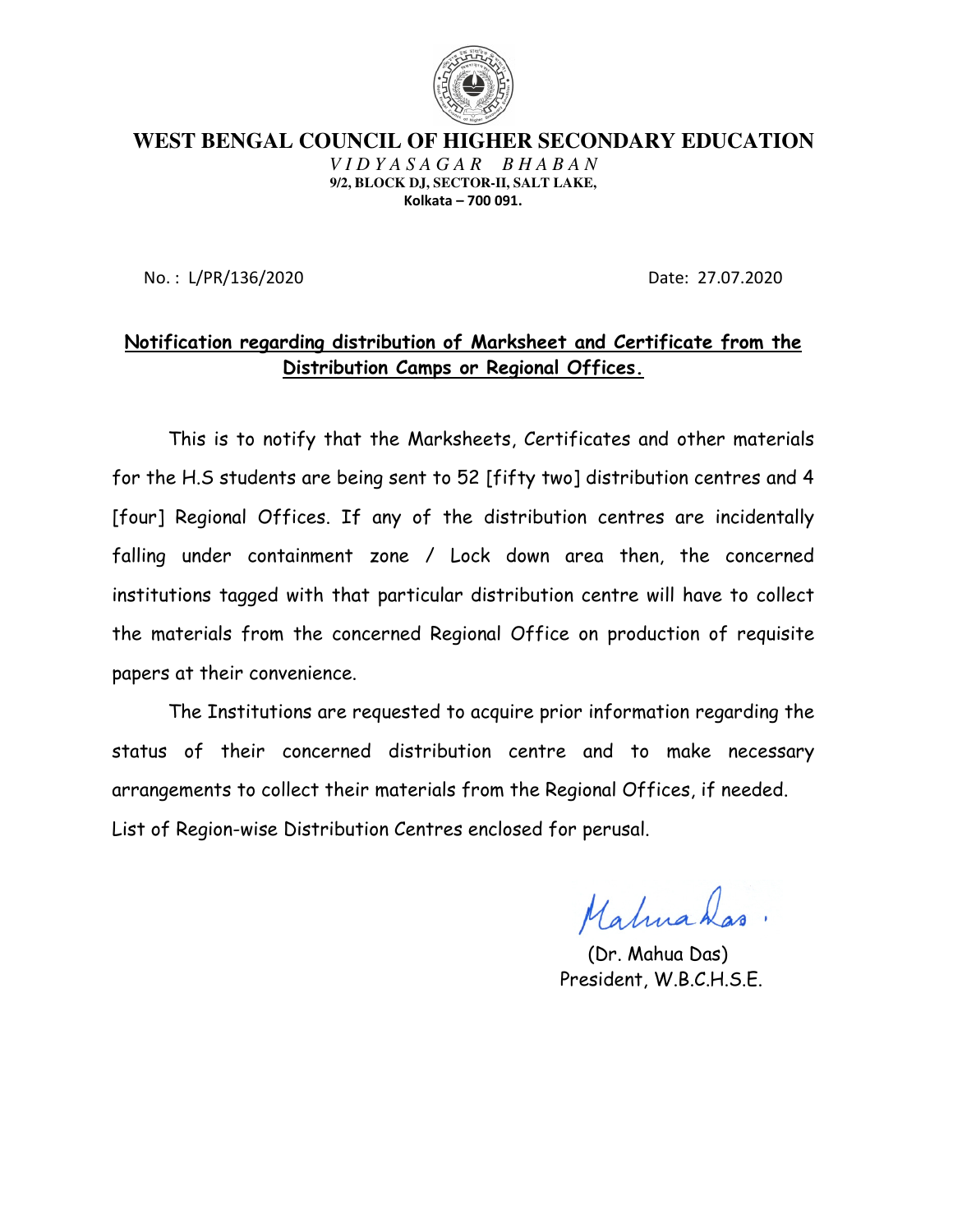# WEST BENGAL COUNCIL OF HIGHER SECONDARY EDUCATION

*VIDYASAGAR BHABAN*

**9/2, BLOCK DJ, SECTOR-II, SALT LAKE,**

**Kolkata – 700 091.**

No. : L/PR/136/2020 Date: 27.07.2020

**Notification regarding distribution of Marksheet and Certificate from the Distribution Camps or Regional Offices.**

This is to notify that the Marksheets, Certificates and other materials for the H.S students are being sent to 52 [fifty two] distribution centres and 4 [four] Regional Offices. If any of the distribution centres are incidentally falling under containment zone / Lock down area then, the concerned institutions tagged with that particular distribution centre will have to collect the materials from the concerned Regional Office on production of requisite papers at their convenience.

The Institutions are requested to acquire prior information regarding the status of their concerned distribution centre and to make necessary arrangements to collect their materials from the Regional Offices, if needed.

List of Region-wise Distribution Centres enclosed for perusal.

(Dr. Mahua Das)
President, W.B.C.H.S.E.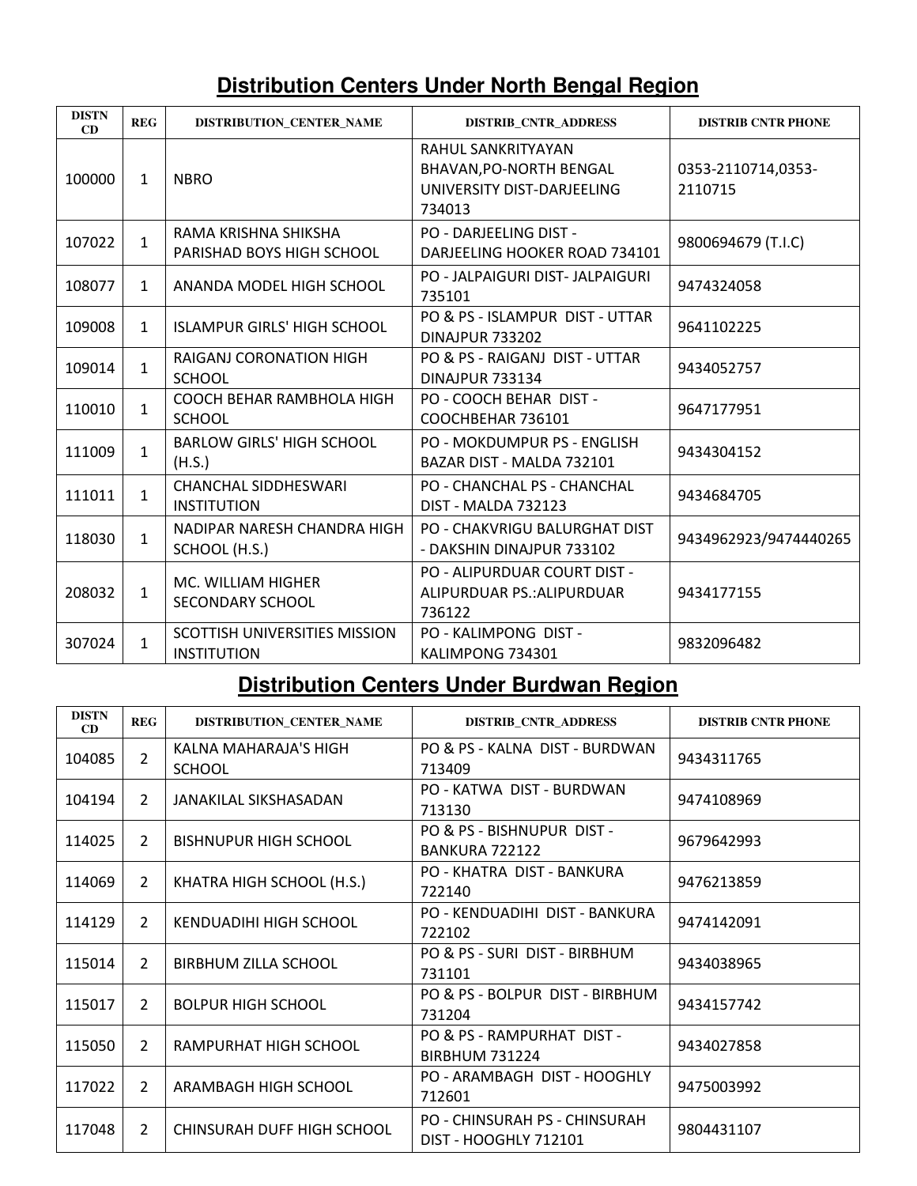## Distribution Centers Under North Bengal Region

| DISTN CD | REG | DISTRIBUTION_CENTER_NAME | DISTRIB_CNTR_ADDRESS | DISTRIB CNTR PHONE |
|---|---|---|---|---|
| 100000 | 1 | NBRO | RAHUL SANKRITYAYAN BHAVAN,PO-NORTH BENGAL UNIVERSITY DIST-DARJEELING 734013 | 0353-2110714,0353-2110715 |
| 107022 | 1 | RAMA KRISHNA SHIKSHA PARISHAD BOYS HIGH SCHOOL | PO - DARJEELING DIST - DARJEELING HOOKER ROAD 734101 | 9800694679 (T.I.C) |
| 108077 | 1 | ANANDA MODEL HIGH SCHOOL | PO - JALPAIGURI DIST- JALPAIGURI 735101 | 9474324058 |
| 109008 | 1 | ISLAMPUR GIRLS' HIGH SCHOOL | PO & PS - ISLAMPUR DIST - UTTAR DINAJPUR 733202 | 9641102225 |
| 109014 | 1 | RAIGANJ CORONATION HIGH SCHOOL | PO & PS - RAIGANJ DIST - UTTAR DINAJPUR 733134 | 9434052757 |
| 110010 | 1 | COOCH BEHAR RAMBHOLA HIGH SCHOOL | PO - COOCH BEHAR DIST - COOCHBEHAR 736101 | 9647177951 |
| 111009 | 1 | BARLOW GIRLS' HIGH SCHOOL (H.S.) | PO - MOKDUMPUR PS - ENGLISH BAZAR DIST - MALDA 732101 | 9434304152 |
| 111011 | 1 | CHANCHAL SIDDHESWARI INSTITUTION | PO - CHANCHAL PS - CHANCHAL DIST - MALDA 732123 | 9434684705 |
| 118030 | 1 | NADIPAR NARESH CHANDRA HIGH SCHOOL (H.S.) | PO - CHAKVRIGU BALURGHAT DIST - DAKSHIN DINAJPUR 733102 | 9434962923/9474440265 |
| 208032 | 1 | MC. WILLIAM HIGHER SECONDARY SCHOOL | PO - ALIPURDUAR COURT DIST - ALIPURDUAR PS.:ALIPURDUAR 736122 | 9434177155 |
| 307024 | 1 | SCOTTISH UNIVERSITIES MISSION INSTITUTION | PO - KALIMPONG DIST - KALIMPONG 734301 | 9832096482 |

## Distribution Centers Under Burdwan Region

| DISTN CD | REG | DISTRIBUTION_CENTER_NAME | DISTRIB_CNTR_ADDRESS | DISTRIB CNTR PHONE |
|---|---|---|---|---|
| 104085 | 2 | KALNA MAHARAJA'S HIGH SCHOOL | PO & PS - KALNA DIST - BURDWAN 713409 | 9434311765 |
| 104194 | 2 | JANAKILAL SIKSHASADAN | PO - KATWA DIST - BURDWAN 713130 | 9474108969 |
| 114025 | 2 | BISHNUPUR HIGH SCHOOL | PO & PS - BISHNUPUR DIST - BANKURA 722122 | 9679642993 |
| 114069 | 2 | KHATRA HIGH SCHOOL (H.S.) | PO - KHATRA DIST - BANKURA 722140 | 9476213859 |
| 114129 | 2 | KENDUADIHI HIGH SCHOOL | PO - KENDUADIHI DIST - BANKURA 722102 | 9474142091 |
| 115014 | 2 | BIRBHUM ZILLA SCHOOL | PO & PS - SURI DIST - BIRBHUM 731101 | 9434038965 |
| 115017 | 2 | BOLPUR HIGH SCHOOL | PO & PS - BOLPUR DIST - BIRBHUM 731204 | 9434157742 |
| 115050 | 2 | RAMPURHAT HIGH SCHOOL | PO & PS - RAMPURHAT DIST - BIRBHUM 731224 | 9434027858 |
| 117022 | 2 | ARAMBAGH HIGH SCHOOL | PO - ARAMBAGH DIST - HOOGHLY 712601 | 9475003992 |
| 117048 | 2 | CHINSURAH DUFF HIGH SCHOOL | PO - CHINSURAH PS - CHINSURAH DIST - HOOGHLY 712101 | 9804431107 |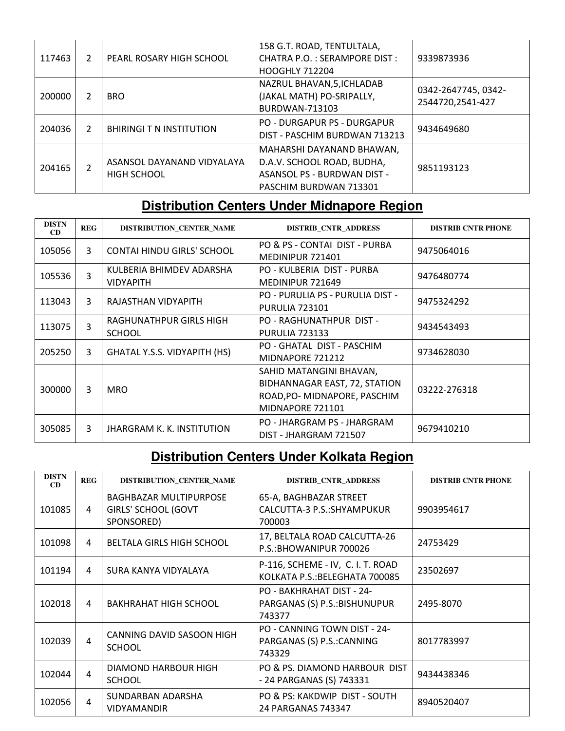| 117463 | 2 | PEARL ROSARY HIGH SCHOOL | 158 G.T. ROAD, TENTULTALA, CHATRA P.O. : SERAMPORE DIST : HOOGHLY 712204 | 9339873936 |
|---|---|---|---|---|
| 200000 | 2 | BRO | NAZRUL BHAVAN,5,ICHLADAB (JAKAL MATH) PO-SRIPALLY, BURDWAN-713103 | 0342-2647745, 0342-2544720,2541-427 |
| 204036 | 2 | BHIRINGI T N INSTITUTION | PO - DURGAPUR PS - DURGAPUR DIST - PASCHIM BURDWAN 713213 | 9434649680 |
| 204165 | 2 | ASANSOL DAYANAND VIDYALAYA HIGH SCHOOL | MAHARSHI DAYANAND BHAWAN, D.A.V. SCHOOL ROAD, BUDHA, ASANSOL PS - BURDWAN DIST - PASCHIM BURDWAN 713301 | 9851193123 |

## Distribution Centers Under Midnapore Region

| DISTN CD | REG | DISTRIBUTION_CENTER_NAME | DISTRIB_CNTR_ADDRESS | DISTRIB CNTR PHONE |
|---|---|---|---|---|
| 105056 | 3 | CONTAI HINDU GIRLS' SCHOOL | PO & PS - CONTAI DIST - PURBA MEDINIPUR 721401 | 9475064016 |
| 105536 | 3 | KULBERIA BHIMDEV ADARSHA VIDYAPITH | PO - KULBERIA DIST - PURBA MEDINIPUR 721649 | 9476480774 |
| 113043 | 3 | RAJASTHAN VIDYAPITH | PO - PURULIA PS - PURULIA DIST - PURULIA 723101 | 9475324292 |
| 113075 | 3 | RAGHUNATHPUR GIRLS HIGH SCHOOL | PO - RAGHUNATHPUR DIST - PURULIA 723133 | 9434543493 |
| 205250 | 3 | GHATAL Y.S.S. VIDYAPITH (HS) | PO - GHATAL DIST - PASCHIM MIDNAPORE 721212 | 9734628030 |
| 300000 | 3 | MRO | SAHID MATANGINI BHAVAN, BIDHANNAGAR EAST, 72, STATION ROAD,PO- MIDNAPORE, PASCHIM MIDNAPORE 721101 | 03222-276318 |
| 305085 | 3 | JHARGRAM K. K. INSTITUTION | PO - JHARGRAM PS - JHARGRAM DIST - JHARGRAM 721507 | 9679410210 |

## Distribution Centers Under Kolkata Region

| DISTN CD | REG | DISTRIBUTION_CENTER_NAME | DISTRIB_CNTR_ADDRESS | DISTRIB CNTR PHONE |
|---|---|---|---|---|
| 101085 | 4 | BAGHBAZAR MULTIPURPOSE GIRLS' SCHOOL (GOVT SPONSORED) | 65-A, BAGHBAZAR STREET CALCUTTA-3 P.S.:SHYAMPUKUR 700003 | 9903954617 |
| 101098 | 4 | BELTALA GIRLS HIGH SCHOOL | 17, BELTALA ROAD CALCUTTA-26 P.S.:BHOWANIPUR 700026 | 24753429 |
| 101194 | 4 | SURA KANYA VIDYALAYA | P-116, SCHEME - IV, C. I. T. ROAD KOLKATA P.S.:BELEGHATA 700085 | 23502697 |
| 102018 | 4 | BAKHRAHAT HIGH SCHOOL | PO - BAKHRAHAT DIST - 24-PARGANAS (S) P.S.:BISHUNUPUR 743377 | 2495-8070 |
| 102039 | 4 | CANNING DAVID SASOON HIGH SCHOOL | PO - CANNING TOWN DIST - 24-PARGANAS (S) P.S.:CANNING 743329 | 8017783997 |
| 102044 | 4 | DIAMOND HARBOUR HIGH SCHOOL | PO & PS. DIAMOND HARBOUR DIST - 24 PARGANAS (S) 743331 | 9434438346 |
| 102056 | 4 | SUNDARBAN ADARSHA VIDYAMANDIR | PO & PS: KAKDWIP DIST - SOUTH 24 PARGANAS 743347 | 8940520407 |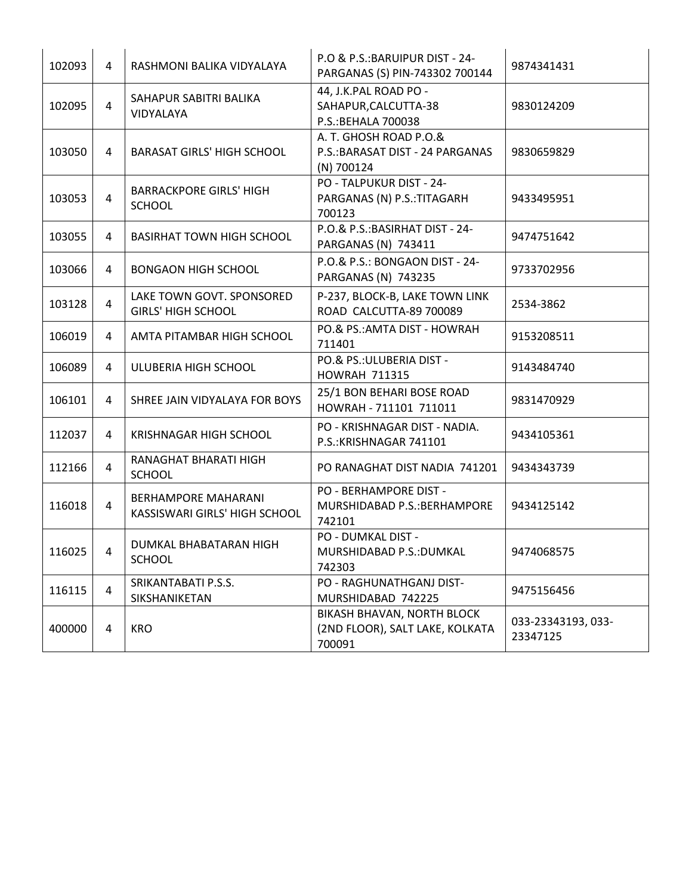| | | | | |
|---|---|---|---|---|
| 102093 | 4 | RASHMONI BALIKA VIDYALAYA | P.O & P.S.:BARUIPUR DIST - 24-PARGANAS (S) PIN-743302 700144 | 9874341431 |
| 102095 | 4 | SAHAPUR SABITRI BALIKA VIDYALAYA | 44, J.K.PAL ROAD PO - SAHAPUR,CALCUTTA-38 P.S.:BEHALA 700038 | 9830124209 |
| 103050 | 4 | BARASAT GIRLS' HIGH SCHOOL | A. T. GHOSH ROAD P.O.& P.S.:BARASAT DIST - 24 PARGANAS (N) 700124 | 9830659829 |
| 103053 | 4 | BARRACKPORE GIRLS' HIGH SCHOOL | PO - TALPUKUR DIST - 24-PARGANAS (N) P.S.:TITAGARH 700123 | 9433495951 |
| 103055 | 4 | BASIRHAT TOWN HIGH SCHOOL | P.O.& P.S.:BASIRHAT DIST - 24-PARGANAS (N) 743411 | 9474751642 |
| 103066 | 4 | BONGAON HIGH SCHOOL | P.O.& P.S.: BONGAON DIST - 24-PARGANAS (N) 743235 | 9733702956 |
| 103128 | 4 | LAKE TOWN GOVT. SPONSORED GIRLS' HIGH SCHOOL | P-237, BLOCK-B, LAKE TOWN LINK ROAD CALCUTTA-89 700089 | 2534-3862 |
| 106019 | 4 | AMTA PITAMBAR HIGH SCHOOL | PO.& PS.:AMTA DIST - HOWRAH 711401 | 9153208511 |
| 106089 | 4 | ULUBERIA HIGH SCHOOL | PO.& PS.:ULUBERIA DIST - HOWRAH 711315 | 9143484740 |
| 106101 | 4 | SHREE JAIN VIDYALAYA FOR BOYS | 25/1 BON BEHARI BOSE ROAD HOWRAH - 711101 711011 | 9831470929 |
| 112037 | 4 | KRISHNAGAR HIGH SCHOOL | PO - KRISHNAGAR DIST - NADIA. P.S.:KRISHNAGAR 741101 | 9434105361 |
| 112166 | 4 | RANAGHAT BHARATI HIGH SCHOOL | PO RANAGHAT DIST NADIA 741201 | 9434343739 |
| 116018 | 4 | BERHAMPORE MAHARANI KASSISWARI GIRLS' HIGH SCHOOL | PO - BERHAMPORE DIST - MURSHIDABAD P.S.:BERHAMPORE 742101 | 9434125142 |
| 116025 | 4 | DUMKAL BHABATARAN HIGH SCHOOL | PO - DUMKAL DIST - MURSHIDABAD P.S.:DUMKAL 742303 | 9474068575 |
| 116115 | 4 | SRIKANTABATI P.S.S. SIKSHANIKETAN | PO - RAGHUNATHGANJ DIST-MURSHIDABAD 742225 | 9475156456 |
| 400000 | 4 | KRO | BIKASH BHAVAN, NORTH BLOCK (2ND FLOOR), SALT LAKE, KOLKATA 700091 | 033-23343193, 033-23347125 |